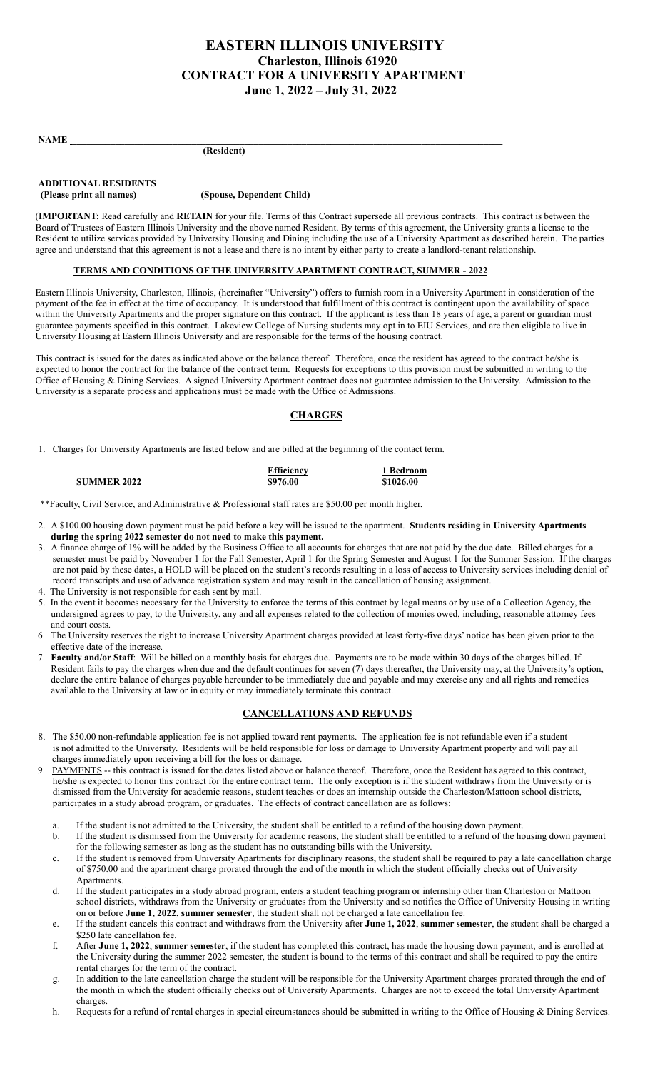# EASTERN ILLINOIS UNIVERSITY

## Charleston, Illinois 61920

## CONTRACT FOR A UNIVERSITY APARTMENT

## June 1, 2022 – July 31, 2022

**NAME** ______________________________________________________________
**(Resident)**

**ADDITIONAL RESIDENTS**______________________________________________
**(Please print all names)** **(Spouse, Dependent Child)**

(**IMPORTANT:** Read carefully and **RETAIN** for your file. Terms of this Contract supersede all previous contracts. This contract is between the Board of Trustees of Eastern Illinois University and the above named Resident. By terms of this agreement, the University grants a license to the Resident to utilize services provided by University Housing and Dining including the use of a University Apartment as described herein. The parties agree and understand that this agreement is not a lease and there is no intent by either party to create a landlord-tenant relationship.

### TERMS AND CONDITIONS OF THE UNIVERSITY APARTMENT CONTRACT, SUMMER - 2022

Eastern Illinois University, Charleston, Illinois, (hereinafter "University") offers to furnish room in a University Apartment in consideration of the payment of the fee in effect at the time of occupancy. It is understood that fulfillment of this contract is contingent upon the availability of space within the University Apartments and the proper signature on this contract. If the applicant is less than 18 years of age, a parent or guardian must guarantee payments specified in this contract. Lakeview College of Nursing students may opt in to EIU Services, and are then eligible to live in University Housing at Eastern Illinois University and are responsible for the terms of the housing contract.

This contract is issued for the dates as indicated above or the balance thereof. Therefore, once the resident has agreed to the contract he/she is expected to honor the contract for the balance of the contract term. Requests for exceptions to this provision must be submitted in writing to the Office of Housing & Dining Services. A signed University Apartment contract does not guarantee admission to the University. Admission to the University is a separate process and applications must be made with the Office of Admissions.

## CHARGES

1. Charges for University Apartments are listed below and are billed at the beginning of the contact term.

| | Efficiency | 1 Bedroom |
|---|---|---|
| **SUMMER 2022** | **$976.00** | **$1026.00** |

\*\*Faculty, Civil Service, and Administrative & Professional staff rates are $50.00 per month higher.

2. A $100.00 housing down payment must be paid before a key will be issued to the apartment. **Students residing in University Apartments during the spring 2022 semester do not need to make this payment.**
3. A finance charge of 1% will be added by the Business Office to all accounts for charges that are not paid by the due date. Billed charges for a semester must be paid by November 1 for the Fall Semester, April 1 for the Spring Semester and August 1 for the Summer Session. If the charges are not paid by these dates, a HOLD will be placed on the student's records resulting in a loss of access to University services including denial of record transcripts and use of advance registration system and may result in the cancellation of housing assignment.
4. The University is not responsible for cash sent by mail.
5. In the event it becomes necessary for the University to enforce the terms of this contract by legal means or by use of a Collection Agency, the undersigned agrees to pay, to the University, any and all expenses related to the collection of monies owed, including, reasonable attorney fees and court costs.
6. The University reserves the right to increase University Apartment charges provided at least forty-five days' notice has been given prior to the effective date of the increase.
7. **Faculty and/or Staff**: Will be billed on a monthly basis for charges due. Payments are to be made within 30 days of the charges billed. If Resident fails to pay the charges when due and the default continues for seven (7) days thereafter, the University may, at the University's option, declare the entire balance of charges payable hereunder to be immediately due and payable and may exercise any and all rights and remedies available to the University at law or in equity or may immediately terminate this contract.

## CANCELLATIONS AND REFUNDS

8. The $50.00 non-refundable application fee is not applied toward rent payments. The application fee is not refundable even if a student is not admitted to the University. Residents will be held responsible for loss or damage to University Apartment property and will pay all charges immediately upon receiving a bill for the loss or damage.
9. PAYMENTS -- this contract is issued for the dates listed above or balance thereof. Therefore, once the Resident has agreed to this contract, he/she is expected to honor this contract for the entire contract term. The only exception is if the student withdraws from the University or is dismissed from the University for academic reasons, student teaches or does an internship outside the Charleston/Mattoon school districts, participates in a study abroad program, or graduates. The effects of contract cancellation are as follows:
   a. If the student is not admitted to the University, the student shall be entitled to a refund of the housing down payment.
   b. If the student is dismissed from the University for academic reasons, the student shall be entitled to a refund of the housing down payment for the following semester as long as the student has no outstanding bills with the University.
   c. If the student is removed from University Apartments for disciplinary reasons, the student shall be required to pay a late cancellation charge of $750.00 and the apartment charge prorated through the end of the month in which the student officially checks out of University Apartments.
   d. If the student participates in a study abroad program, enters a student teaching program or internship other than Charleston or Mattoon school districts, withdraws from the University or graduates from the University and so notifies the Office of University Housing in writing on or before **June 1, 2022**, **summer semester**, the student shall not be charged a late cancellation fee.
   e. If the student cancels this contract and withdraws from the University after **June 1, 2022**, **summer semester**, the student shall be charged a $250 late cancellation fee.
   f. After **June 1, 2022**, **summer semester**, if the student has completed this contract, has made the housing down payment, and is enrolled at the University during the summer 2022 semester, the student is bound to the terms of this contract and shall be required to pay the entire rental charges for the term of the contract.
   g. In addition to the late cancellation charge the student will be responsible for the University Apartment charges prorated through the end of the month in which the student officially checks out of University Apartments. Charges are not to exceed the total University Apartment charges.
   h. Requests for a refund of rental charges in special circumstances should be submitted in writing to the Office of Housing & Dining Services.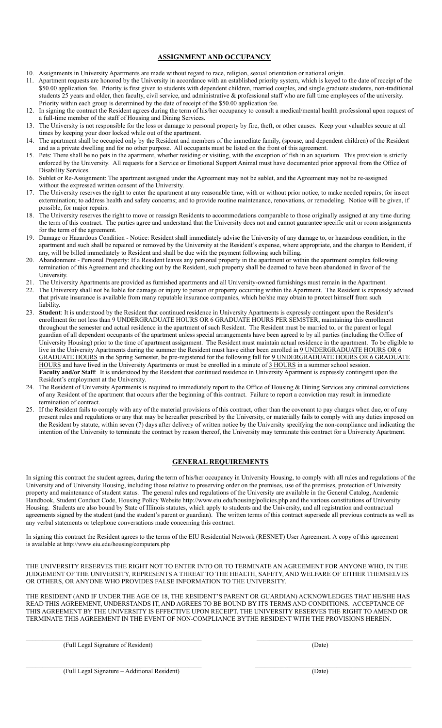## ASSIGNMENT AND OCCUPANCY

10. Assignments in University Apartments are made without regard to race, religion, sexual orientation or national origin.
11. Apartment requests are honored by the University in accordance with an established priority system, which is keyed to the date of receipt of the $50.00 application fee. Priority is first given to students with dependent children, married couples, and single graduate students, non-traditional students 25 years and older, then faculty, civil service, and administrative & professional staff who are full time employees of the university. Priority within each group is determined by the date of receipt of the $50.00 application fee.
12. In signing the contract the Resident agrees during the term of his/her occupancy to consult a medical/mental health professional upon request of a full-time member of the staff of Housing and Dining Services.
13. The University is not responsible for the loss or damage to personal property by fire, theft, or other causes. Keep your valuables secure at all times by keeping your door locked while out of the apartment.
14. The apartment shall be occupied only by the Resident and members of the immediate family, (spouse, and dependent children) of the Resident and as a private dwelling and for no other purpose. All occupants must be listed on the front of this agreement.
15. Pets: There shall be no pets in the apartment, whether residing or visiting, with the exception of fish in an aquarium. This provision is strictly enforced by the University. All requests for a Service or Emotional Support Animal must have documented prior approval from the Office of Disability Services.
16. Sublet or Re-Assignment: The apartment assigned under the Agreement may not be sublet, and the Agreement may not be re-assigned without the expressed written consent of the University.
17. The University reserves the right to enter the apartment at any reasonable time, with or without prior notice, to make needed repairs; for insect extermination; to address health and safety concerns; and to provide routine maintenance, renovations, or remodeling. Notice will be given, if possible, for major repairs.
18. The University reserves the right to move or reassign Residents to accommodations comparable to those originally assigned at any time during the term of this contract. The parties agree and understand that the University does not and cannot guarantee specific unit or room assignments for the term of the agreement.
19. Damage or Hazardous Condition - Notice: Resident shall immediately advise the University of any damage to, or hazardous condition, in the apartment and such shall be repaired or removed by the University at the Resident's expense, where appropriate, and the charges to Resident, if any, will be billed immediately to Resident and shall be due with the payment following such billing.
20. Abandonment - Personal Property: If a Resident leaves any personal property in the apartment or within the apartment complex following termination of this Agreement and checking out by the Resident, such property shall be deemed to have been abandoned in favor of the University.
21. The University Apartments are provided as furnished apartments and all University-owned furnishings must remain in the Apartment.
22. The University shall not be liable for damage or injury to person or property occurring within the Apartment. The Resident is expressly advised that private insurance is available from many reputable insurance companies, which he/she may obtain to protect himself from such liability.
23. **Student**: It is understood by the Resident that continued residence in University Apartments is expressly contingent upon the Resident's enrollment for not less than 9 UNDERGRADUATE HOURS OR 6 GRADUATE HOURS PER SEMSTER, maintaining this enrollment throughout the semester and actual residence in the apartment of such Resident. The Resident must be married to, or the parent or legal guardian of all dependent occupants of the apartment unless special arrangements have been agreed to by all parties (including the Office of University Housing) prior to the time of apartment assignment. The Resident must maintain actual residence in the apartment. To be eligible to live in the University Apartments during the summer the Resident must have either been enrolled in 9 UNDERGRADUATE HOURS OR 6 GRADUATE HOURS in the Spring Semester, be pre-registered for the following fall for 9 UNDERGRADUATE HOURS OR 6 GRADUATE HOURS and have lived in the University Apartments or must be enrolled in a minute of 3 HOURS in a summer school session.
    **Faculty and/or Staff**: It is understood by the Resident that continued residence in University Apartment is expressly contingent upon the Resident's employment at the University.
24. The Resident of University Apartments is required to immediately report to the Office of Housing & Dining Services any criminal convictions of any Resident of the apartment that occurs after the beginning of this contract. Failure to report a conviction may result in immediate termination of contract.
25. If the Resident fails to comply with any of the material provisions of this contract, other than the covenant to pay charges when due, or of any present rules and regulations or any that may be hereafter prescribed by the University, or materially fails to comply with any duties imposed on the Resident by statute, within seven (7) days after delivery of written notice by the University specifying the non-compliance and indicating the intention of the University to terminate the contract by reason thereof, the University may terminate this contract for a University Apartment.

## GENERAL REQUIREMENTS

In signing this contract the student agrees, during the term of his/her occupancy in University Housing, to comply with all rules and regulations of the University and of University Housing, including those relative to preserving order on the premises, use of the premises, protection of University property and maintenance of student status. The general rules and regulations of the University are available in the General Catalog, Academic Handbook, Student Conduct Code, Housing Policy Website http://www.eiu.edu/housing/policies.php and the various constitutions of University Housing. Students are also bound by State of Illinois statutes, which apply to students and the University, and all registration and contractual agreements signed by the student (and the student's parent or guardian). The written terms of this contract supersede all previous contracts as well as any verbal statements or telephone conversations made concerning this contract.

In signing this contract the Resident agrees to the terms of the EIU Residential Network (RESNET) User Agreement. A copy of this agreement is available at http://www.eiu.edu/housing/computers.php

THE UNIVERSITY RESERVES THE RIGHT NOT TO ENTER INTO OR TO TERMINATE AN AGREEMENT FOR ANYONE WHO, IN THE JUDGEMENT OF THE UNIVERSITY, REPRESENTS A THREAT TO THE HEALTH, SAFETY, AND WELFARE OF EITHER THEMSELVES OR OTHERS, OR ANYONE WHO PROVIDES FALSE INFORMATION TO THE UNIVERSITY.

THE RESIDENT (AND IF UNDER THE AGE OF 18, THE RESIDENT'S PARENT OR GUARDIAN) ACKNOWLEDGES THAT HE/SHE HAS READ THIS AGREEMENT, UNDERSTANDS IT, AND AGREES TO BE BOUND BY ITS TERMS AND CONDITIONS. ACCEPTANCE OF THIS AGREEMENT BY THE UNIVERSITY IS EFFECTIVE UPON RECEIPT. THE UNIVERSITY RESERVES THE RIGHT TO AMEND OR TERMINATE THIS AGREEMENT IN THE EVENT OF NON-COMPLIANCE BYTHE RESIDENT WITH THE PROVISIONS HEREIN.

______________________________ (Full Legal Signature of Resident) ______________________________ (Date)

______________________________ (Full Legal Signature – Additional Resident) ______________________________ (Date)